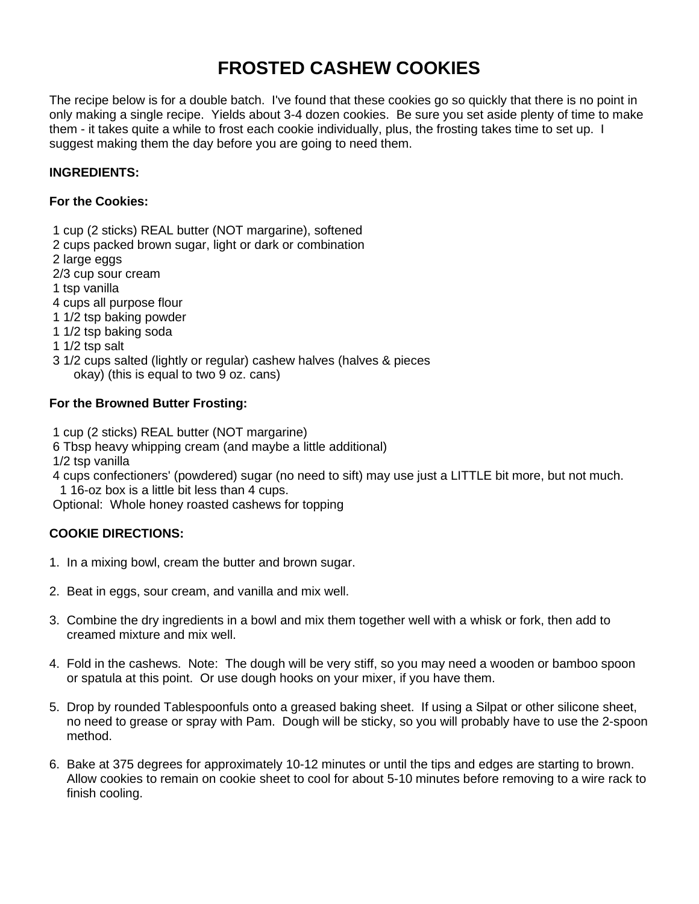# FROSTED CASHEW COOKIES

The recipe below is for a double batch. I've found that these cookies go so quickly that there is no point in only making a single recipe. Yields about 3-4 dozen cookies. Be sure you set aside plenty of time to make them - it takes quite a while to frost each cookie individually, plus, the frosting takes time to set up. I suggest making them the day before you are going to need them.

**INGREDIENTS:**

**For the Cookies:**

1 cup (2 sticks) REAL butter (NOT margarine), softened
2 cups packed brown sugar, light or dark or combination
2 large eggs
2/3 cup sour cream
1 tsp vanilla
4 cups all purpose flour
1 1/2 tsp baking powder
1 1/2 tsp baking soda
1 1/2 tsp salt
3 1/2 cups salted (lightly or regular) cashew halves (halves & pieces okay) (this is equal to two 9 oz. cans)

**For the Browned Butter Frosting:**

1 cup (2 sticks) REAL butter (NOT margarine)
6 Tbsp heavy whipping cream (and maybe a little additional)
1/2 tsp vanilla
4 cups confectioners' (powdered) sugar (no need to sift) may use just a LITTLE bit more, but not much. 1 16-oz box is a little bit less than 4 cups.
Optional: Whole honey roasted cashews for topping

**COOKIE DIRECTIONS:**

1. In a mixing bowl, cream the butter and brown sugar.
2. Beat in eggs, sour cream, and vanilla and mix well.
3. Combine the dry ingredients in a bowl and mix them together well with a whisk or fork, then add to creamed mixture and mix well.
4. Fold in the cashews. Note: The dough will be very stiff, so you may need a wooden or bamboo spoon or spatula at this point. Or use dough hooks on your mixer, if you have them.
5. Drop by rounded Tablespoonfuls onto a greased baking sheet. If using a Silpat or other silicone sheet, no need to grease or spray with Pam. Dough will be sticky, so you will probably have to use the 2-spoon method.
6. Bake at 375 degrees for approximately 10-12 minutes or until the tips and edges are starting to brown. Allow cookies to remain on cookie sheet to cool for about 5-10 minutes before removing to a wire rack to finish cooling.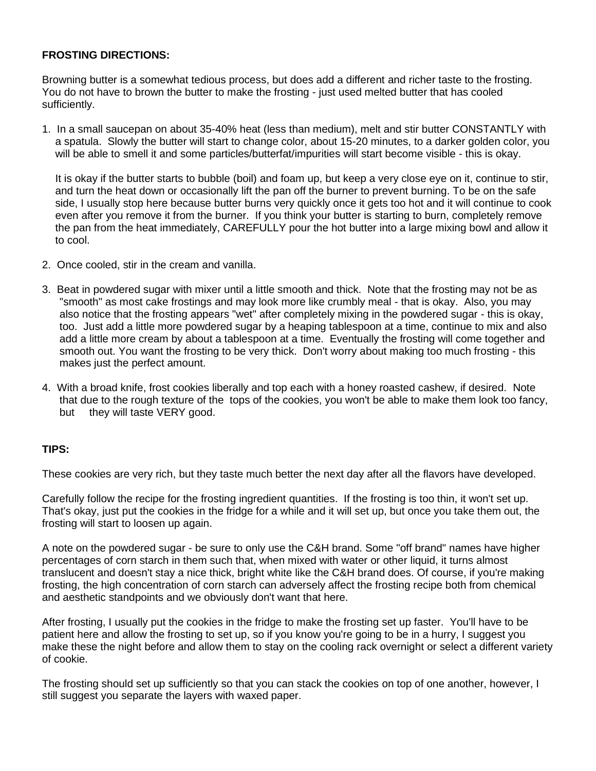**FROSTING DIRECTIONS:**

Browning butter is a somewhat tedious process, but does add a different and richer taste to the frosting. You do not have to brown the butter to make the frosting - just used melted butter that has cooled sufficiently.

1. In a small saucepan on about 35-40% heat (less than medium), melt and stir butter CONSTANTLY with a spatula. Slowly the butter will start to change color, about 15-20 minutes, to a darker golden color, you will be able to smell it and some particles/butterfat/impurities will start become visible - this is okay.

   It is okay if the butter starts to bubble (boil) and foam up, but keep a very close eye on it, continue to stir, and turn the heat down or occasionally lift the pan off the burner to prevent burning. To be on the safe side, I usually stop here because butter burns very quickly once it gets too hot and it will continue to cook even after you remove it from the burner. If you think your butter is starting to burn, completely remove the pan from the heat immediately, CAREFULLY pour the hot butter into a large mixing bowl and allow it to cool.

2. Once cooled, stir in the cream and vanilla.

3. Beat in powdered sugar with mixer until a little smooth and thick. Note that the frosting may not be as "smooth" as most cake frostings and may look more like crumbly meal - that is okay. Also, you may also notice that the frosting appears "wet" after completely mixing in the powdered sugar - this is okay, too. Just add a little more powdered sugar by a heaping tablespoon at a time, continue to mix and also add a little more cream by about a tablespoon at a time. Eventually the frosting will come together and smooth out. You want the frosting to be very thick. Don't worry about making too much frosting - this makes just the perfect amount.

4. With a broad knife, frost cookies liberally and top each with a honey roasted cashew, if desired. Note that due to the rough texture of the tops of the cookies, you won't be able to make them look too fancy, but they will taste VERY good.

**TIPS:**

These cookies are very rich, but they taste much better the next day after all the flavors have developed.

Carefully follow the recipe for the frosting ingredient quantities. If the frosting is too thin, it won't set up. That's okay, just put the cookies in the fridge for a while and it will set up, but once you take them out, the frosting will start to loosen up again.

A note on the powdered sugar - be sure to only use the C&H brand. Some "off brand" names have higher percentages of corn starch in them such that, when mixed with water or other liquid, it turns almost translucent and doesn't stay a nice thick, bright white like the C&H brand does. Of course, if you're making frosting, the high concentration of corn starch can adversely affect the frosting recipe both from chemical and aesthetic standpoints and we obviously don't want that here.

After frosting, I usually put the cookies in the fridge to make the frosting set up faster. You'll have to be patient here and allow the frosting to set up, so if you know you're going to be in a hurry, I suggest you make these the night before and allow them to stay on the cooling rack overnight or select a different variety of cookie.

The frosting should set up sufficiently so that you can stack the cookies on top of one another, however, I still suggest you separate the layers with waxed paper.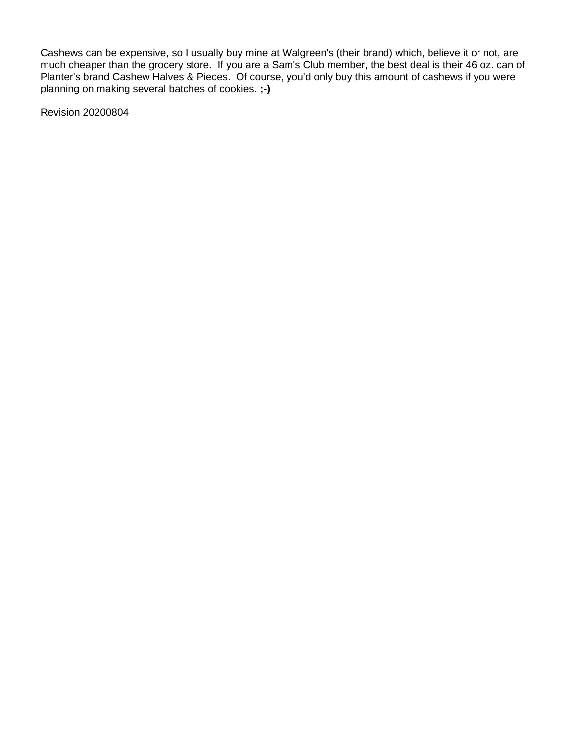Cashews can be expensive, so I usually buy mine at Walgreen's (their brand) which, believe it or not, are much cheaper than the grocery store.  If you are a Sam's Club member, the best deal is their 46 oz. can of Planter's brand Cashew Halves & Pieces.  Of course, you'd only buy this amount of cashews if you were planning on making several batches of cookies. **;-)**

Revision 20200804